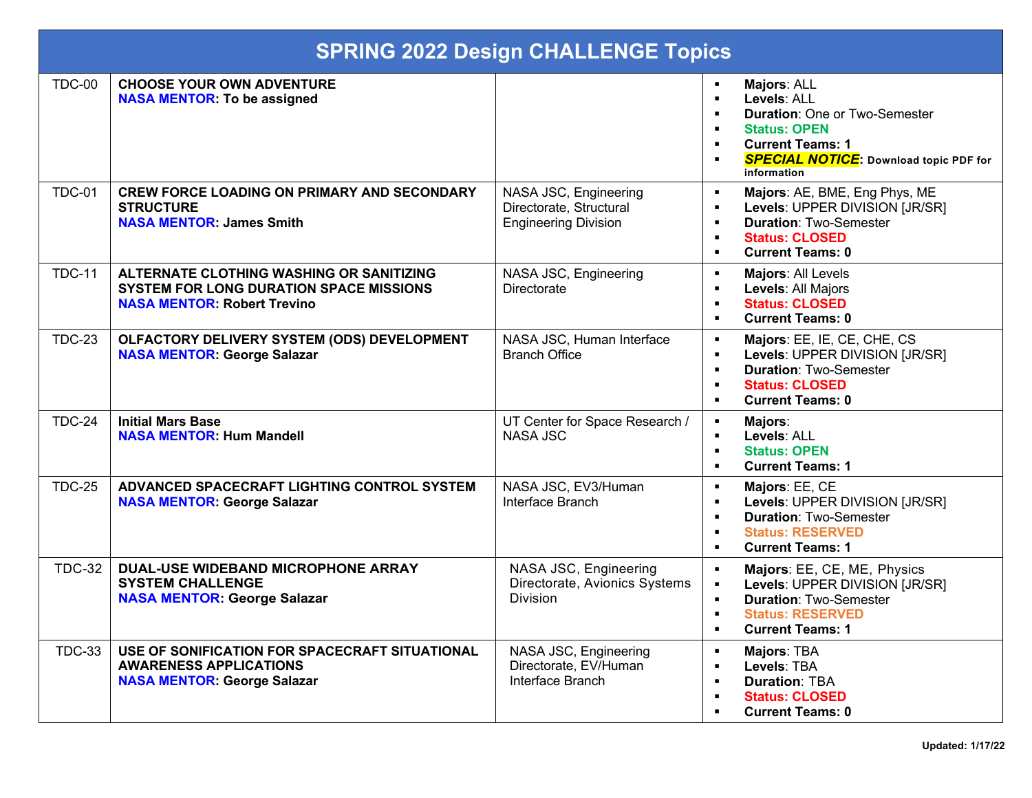# SPRING 2022 Design CHALLENGE Topics

| ID | Topic | Organization | Details |
|---|---|---|---|
| TDC-00 | **CHOOSE YOUR OWN ADVENTURE**<br>**NASA MENTOR: To be assigned** | | ▪ **Majors**: ALL<br>▪ **Levels**: ALL<br>▪ **Duration**: One or Two-Semester<br>▪ **Status: OPEN**<br>▪ **Current Teams: 1**<br>▪ ***SPECIAL NOTICE*: Download topic PDF for information** |
| TDC-01 | **CREW FORCE LOADING ON PRIMARY AND SECONDARY STRUCTURE**<br>**NASA MENTOR: James Smith** | NASA JSC, Engineering Directorate, Structural Engineering Division | ▪ **Majors**: AE, BME, Eng Phys, ME<br>▪ **Levels**: UPPER DIVISION [JR/SR]<br>▪ **Duration**: Two-Semester<br>▪ **Status: CLOSED**<br>▪ **Current Teams: 0** |
| TDC-11 | **ALTERNATE CLOTHING WASHING OR SANITIZING SYSTEM FOR LONG DURATION SPACE MISSIONS**<br>**NASA MENTOR: Robert Trevino** | NASA JSC, Engineering Directorate | ▪ **Majors**: All Levels<br>▪ **Levels**: All Majors<br>▪ **Status: CLOSED**<br>▪ **Current Teams: 0** |
| TDC-23 | **OLFACTORY DELIVERY SYSTEM (ODS) DEVELOPMENT**<br>**NASA MENTOR: George Salazar** | NASA JSC, Human Interface Branch Office | ▪ **Majors**: EE, IE, CE, CHE, CS<br>▪ **Levels**: UPPER DIVISION [JR/SR]<br>▪ **Duration**: Two-Semester<br>▪ **Status: CLOSED**<br>▪ **Current Teams: 0** |
| TDC-24 | **Initial Mars Base**<br>**NASA MENTOR: Hum Mandell** | UT Center for Space Research / NASA JSC | ▪ **Majors**:<br>▪ **Levels**: ALL<br>▪ **Status: OPEN**<br>▪ **Current Teams: 1** |
| TDC-25 | **ADVANCED SPACECRAFT LIGHTING CONTROL SYSTEM**<br>**NASA MENTOR: George Salazar** | NASA JSC, EV3/Human Interface Branch | ▪ **Majors**: EE, CE<br>▪ **Levels**: UPPER DIVISION [JR/SR]<br>▪ **Duration**: Two-Semester<br>▪ **Status: RESERVED**<br>▪ **Current Teams: 1** |
| TDC-32 | **DUAL-USE WIDEBAND MICROPHONE ARRAY SYSTEM CHALLENGE**<br>**NASA MENTOR: George Salazar** | NASA JSC, Engineering Directorate, Avionics Systems Division | ▪ **Majors**: EE, CE, ME, Physics<br>▪ **Levels**: UPPER DIVISION [JR/SR]<br>▪ **Duration**: Two-Semester<br>▪ **Status: RESERVED**<br>▪ **Current Teams: 1** |
| TDC-33 | **USE OF SONIFICATION FOR SPACECRAFT SITUATIONAL AWARENESS APPLICATIONS**<br>**NASA MENTOR: George Salazar** | NASA JSC, Engineering Directorate, EV/Human Interface Branch | ▪ **Majors**: TBA<br>▪ **Levels**: TBA<br>▪ **Duration**: TBA<br>▪ **Status: CLOSED**<br>▪ **Current Teams: 0** |

**Updated: 1/17/22**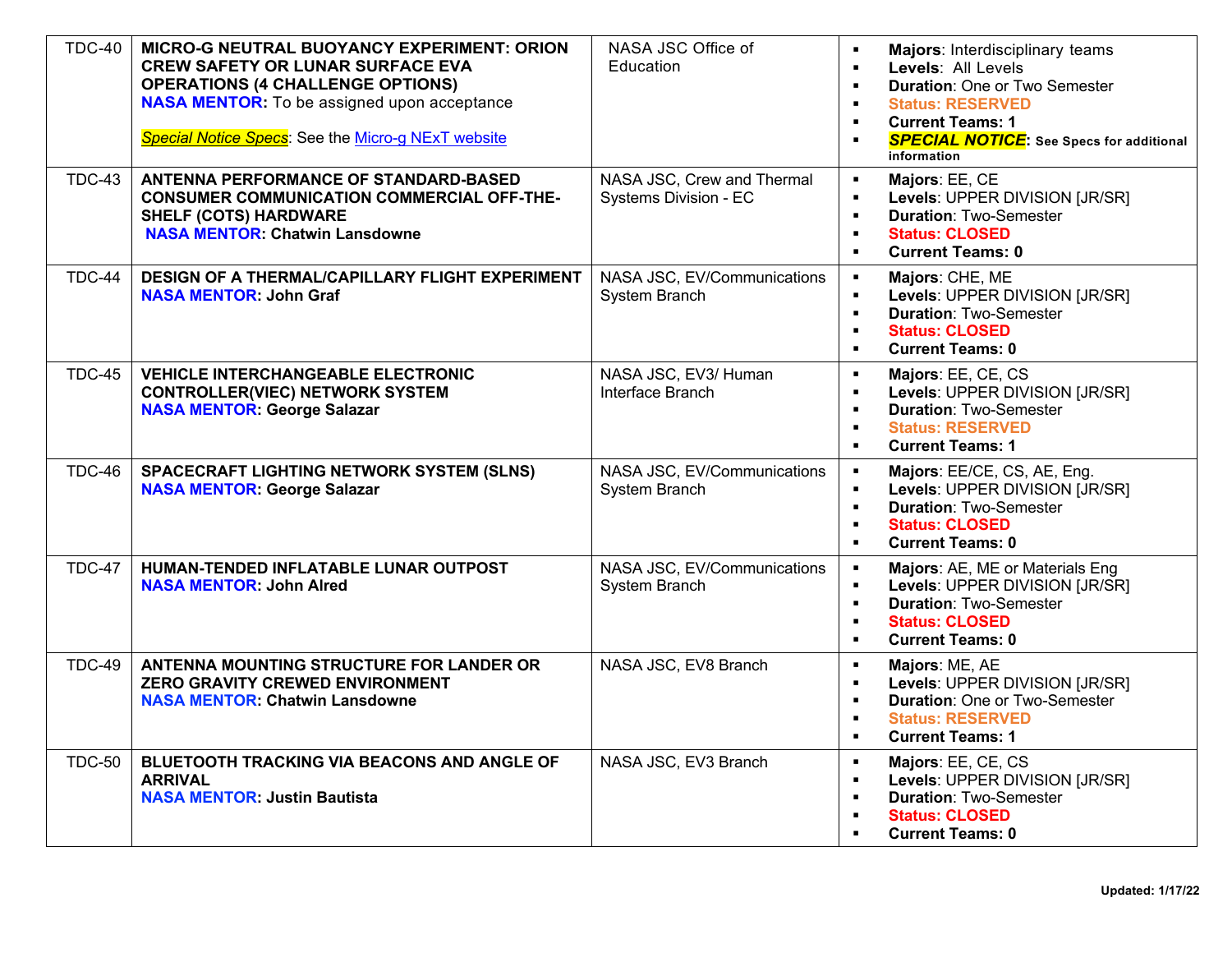| | | | |
|---|---|---|---|
| TDC-40 | **MICRO-G NEUTRAL BUOYANCY EXPERIMENT: ORION CREW SAFETY OR LUNAR SURFACE EVA OPERATIONS (4 CHALLENGE OPTIONS)**<br>**NASA MENTOR:** To be assigned upon acceptance<br><br>*Special Notice Specs*: See the Micro-g NExT website | NASA JSC Office of Education | ▪ **Majors**: Interdisciplinary teams<br>▪ **Levels**: All Levels<br>▪ **Duration**: One or Two Semester<br>▪ **Status: RESERVED**<br>▪ **Current Teams: 1**<br>▪ ***SPECIAL NOTICE*: See Specs for additional information** |
| TDC-43 | **ANTENNA PERFORMANCE OF STANDARD-BASED CONSUMER COMMUNICATION COMMERCIAL OFF-THE-SHELF (COTS) HARDWARE**<br>**NASA MENTOR: Chatwin Lansdowne** | NASA JSC, Crew and Thermal Systems Division - EC | ▪ **Majors**: EE, CE<br>▪ **Levels**: UPPER DIVISION [JR/SR]<br>▪ **Duration**: Two-Semester<br>▪ **Status: CLOSED**<br>▪ **Current Teams: 0** |
| TDC-44 | **DESIGN OF A THERMAL/CAPILLARY FLIGHT EXPERIMENT**<br>**NASA MENTOR: John Graf** | NASA JSC, EV/Communications System Branch | ▪ **Majors**: CHE, ME<br>▪ **Levels**: UPPER DIVISION [JR/SR]<br>▪ **Duration**: Two-Semester<br>▪ **Status: CLOSED**<br>▪ **Current Teams: 0** |
| TDC-45 | **VEHICLE INTERCHANGEABLE ELECTRONIC CONTROLLER(VIEC) NETWORK SYSTEM**<br>**NASA MENTOR: George Salazar** | NASA JSC, EV3/ Human Interface Branch | ▪ **Majors**: EE, CE, CS<br>▪ **Levels**: UPPER DIVISION [JR/SR]<br>▪ **Duration**: Two-Semester<br>▪ **Status: RESERVED**<br>▪ **Current Teams: 1** |
| TDC-46 | **SPACECRAFT LIGHTING NETWORK SYSTEM (SLNS)**<br>**NASA MENTOR: George Salazar** | NASA JSC, EV/Communications System Branch | ▪ **Majors**: EE/CE, CS, AE, Eng.<br>▪ **Levels**: UPPER DIVISION [JR/SR]<br>▪ **Duration**: Two-Semester<br>▪ **Status: CLOSED**<br>▪ **Current Teams: 0** |
| TDC-47 | **HUMAN-TENDED INFLATABLE LUNAR OUTPOST**<br>**NASA MENTOR: John Alred** | NASA JSC, EV/Communications System Branch | ▪ **Majors**: AE, ME or Materials Eng<br>▪ **Levels**: UPPER DIVISION [JR/SR]<br>▪ **Duration**: Two-Semester<br>▪ **Status: CLOSED**<br>▪ **Current Teams: 0** |
| TDC-49 | **ANTENNA MOUNTING STRUCTURE FOR LANDER OR ZERO GRAVITY CREWED ENVIRONMENT**<br>**NASA MENTOR: Chatwin Lansdowne** | NASA JSC, EV8 Branch | ▪ **Majors**: ME, AE<br>▪ **Levels**: UPPER DIVISION [JR/SR]<br>▪ **Duration**: One or Two-Semester<br>▪ **Status: RESERVED**<br>▪ **Current Teams: 1** |
| TDC-50 | **BLUETOOTH TRACKING VIA BEACONS AND ANGLE OF ARRIVAL**<br>**NASA MENTOR: Justin Bautista** | NASA JSC, EV3 Branch | ▪ **Majors**: EE, CE, CS<br>▪ **Levels**: UPPER DIVISION [JR/SR]<br>▪ **Duration**: Two-Semester<br>▪ **Status: CLOSED**<br>▪ **Current Teams: 0** |

**Updated: 1/17/22**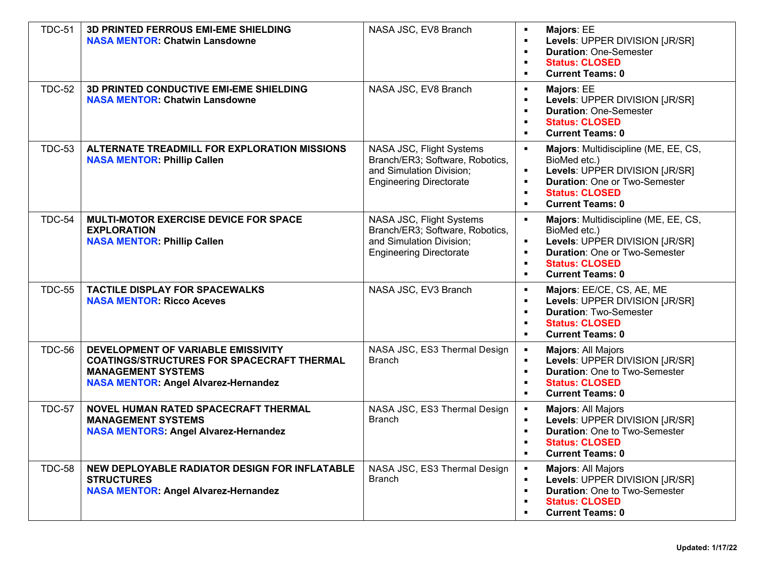| | | | |
|---|---|---|---|
| TDC-51 | **3D PRINTED FERROUS EMI-EME SHIELDING**<br>**NASA MENTOR: Chatwin Lansdowne** | NASA JSC, EV8 Branch | ▪ **Majors**: EE<br>▪ **Levels**: UPPER DIVISION [JR/SR]<br>▪ **Duration**: One-Semester<br>▪ **Status: CLOSED**<br>▪ **Current Teams: 0** |
| TDC-52 | **3D PRINTED CONDUCTIVE EMI-EME SHIELDING**<br>**NASA MENTOR: Chatwin Lansdowne** | NASA JSC, EV8 Branch | ▪ **Majors**: EE<br>▪ **Levels**: UPPER DIVISION [JR/SR]<br>▪ **Duration**: One-Semester<br>▪ **Status: CLOSED**<br>▪ **Current Teams: 0** |
| TDC-53 | **ALTERNATE TREADMILL FOR EXPLORATION MISSIONS**<br>**NASA MENTOR: Phillip Callen** | NASA JSC, Flight Systems Branch/ER3; Software, Robotics, and Simulation Division; Engineering Directorate | ▪ **Majors**: Multidiscipline (ME, EE, CS, BioMed etc.)<br>▪ **Levels**: UPPER DIVISION [JR/SR]<br>▪ **Duration**: One or Two-Semester<br>▪ **Status: CLOSED**<br>▪ **Current Teams: 0** |
| TDC-54 | **MULTI-MOTOR EXERCISE DEVICE FOR SPACE EXPLORATION**<br>**NASA MENTOR: Phillip Callen** | NASA JSC, Flight Systems Branch/ER3; Software, Robotics, and Simulation Division; Engineering Directorate | ▪ **Majors**: Multidiscipline (ME, EE, CS, BioMed etc.)<br>▪ **Levels**: UPPER DIVISION [JR/SR]<br>▪ **Duration**: One or Two-Semester<br>▪ **Status: CLOSED**<br>▪ **Current Teams: 0** |
| TDC-55 | **TACTILE DISPLAY FOR SPACEWALKS**<br>**NASA MENTOR: Ricco Aceves** | NASA JSC, EV3 Branch | ▪ **Majors**: EE/CE, CS, AE, ME<br>▪ **Levels**: UPPER DIVISION [JR/SR]<br>▪ **Duration**: Two-Semester<br>▪ **Status: CLOSED**<br>▪ **Current Teams: 0** |
| TDC-56 | **DEVELOPMENT OF VARIABLE EMISSIVITY COATINGS/STRUCTURES FOR SPACECRAFT THERMAL MANAGEMENT SYSTEMS**<br>**NASA MENTOR: Angel Alvarez-Hernandez** | NASA JSC, ES3 Thermal Design Branch | ▪ **Majors**: All Majors<br>▪ **Levels**: UPPER DIVISION [JR/SR]<br>▪ **Duration**: One to Two-Semester<br>▪ **Status: CLOSED**<br>▪ **Current Teams: 0** |
| TDC-57 | **NOVEL HUMAN RATED SPACECRAFT THERMAL MANAGEMENT SYSTEMS**<br>**NASA MENTORS: Angel Alvarez-Hernandez** | NASA JSC, ES3 Thermal Design Branch | ▪ **Majors**: All Majors<br>▪ **Levels**: UPPER DIVISION [JR/SR]<br>▪ **Duration**: One to Two-Semester<br>▪ **Status: CLOSED**<br>▪ **Current Teams: 0** |
| TDC-58 | **NEW DEPLOYABLE RADIATOR DESIGN FOR INFLATABLE STRUCTURES**<br>**NASA MENTOR: Angel Alvarez-Hernandez** | NASA JSC, ES3 Thermal Design Branch | ▪ **Majors**: All Majors<br>▪ **Levels**: UPPER DIVISION [JR/SR]<br>▪ **Duration**: One to Two-Semester<br>▪ **Status: CLOSED**<br>▪ **Current Teams: 0** |

**Updated: 1/17/22**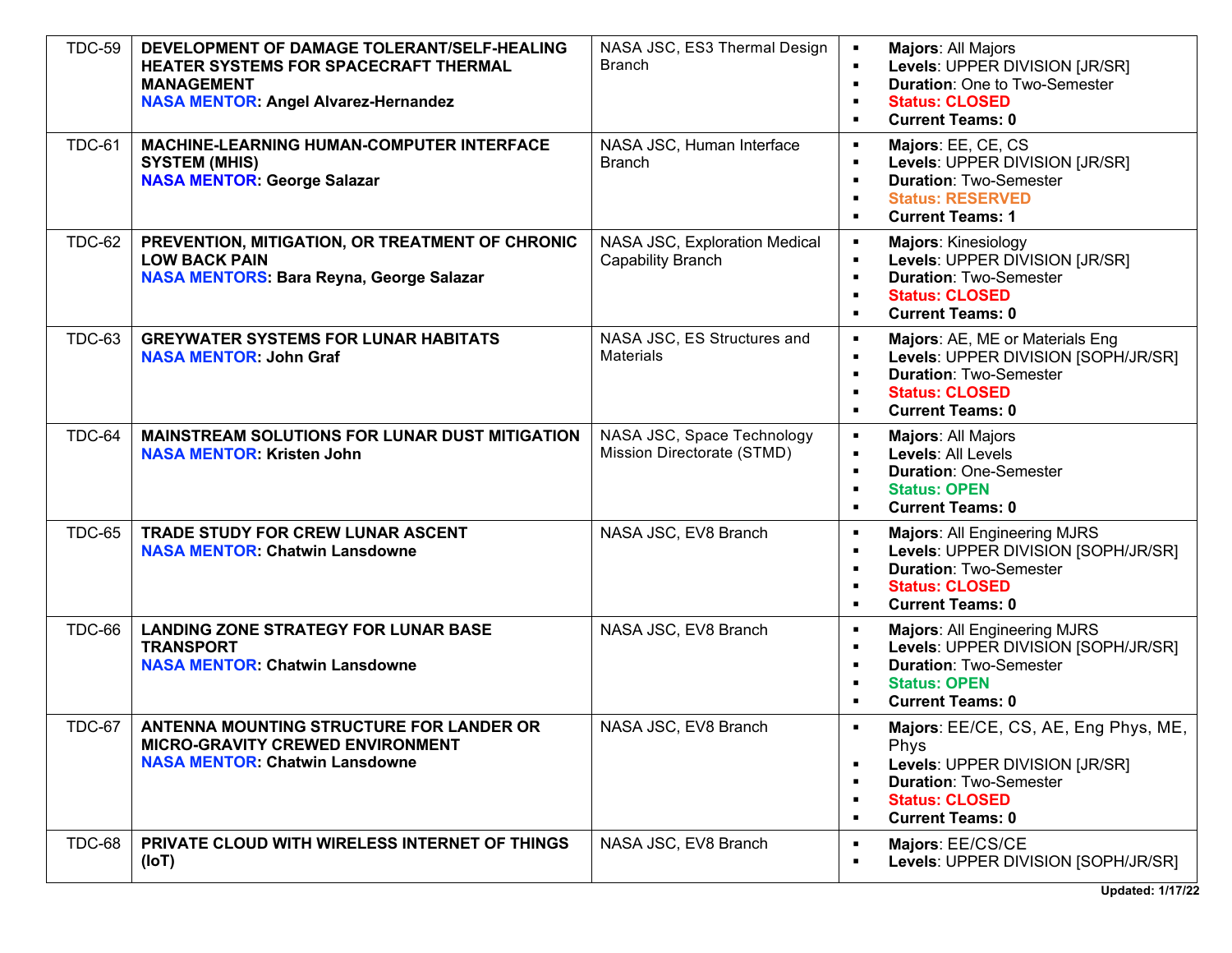| | | | |
|---|---|---|---|
| TDC-59 | **DEVELOPMENT OF DAMAGE TOLERANT/SELF-HEALING HEATER SYSTEMS FOR SPACECRAFT THERMAL MANAGEMENT**<br>**NASA MENTOR: Angel Alvarez-Hernandez** | NASA JSC, ES3 Thermal Design Branch | ▪ **Majors**: All Majors<br>▪ **Levels**: UPPER DIVISION [JR/SR]<br>▪ **Duration**: One to Two-Semester<br>▪ **Status: CLOSED**<br>▪ **Current Teams: 0** |
| TDC-61 | **MACHINE-LEARNING HUMAN-COMPUTER INTERFACE SYSTEM (MHIS)**<br>**NASA MENTOR: George Salazar** | NASA JSC, Human Interface Branch | ▪ **Majors**: EE, CE, CS<br>▪ **Levels**: UPPER DIVISION [JR/SR]<br>▪ **Duration**: Two-Semester<br>▪ **Status: RESERVED**<br>▪ **Current Teams: 1** |
| TDC-62 | **PREVENTION, MITIGATION, OR TREATMENT OF CHRONIC LOW BACK PAIN**<br>**NASA MENTORS: Bara Reyna, George Salazar** | NASA JSC, Exploration Medical Capability Branch | ▪ **Majors**: Kinesiology<br>▪ **Levels**: UPPER DIVISION [JR/SR]<br>▪ **Duration**: Two-Semester<br>▪ **Status: CLOSED**<br>▪ **Current Teams: 0** |
| TDC-63 | **GREYWATER SYSTEMS FOR LUNAR HABITATS**<br>**NASA MENTOR: John Graf** | NASA JSC, ES Structures and Materials | ▪ **Majors**: AE, ME or Materials Eng<br>▪ **Levels**: UPPER DIVISION [SOPH/JR/SR]<br>▪ **Duration**: Two-Semester<br>▪ **Status: CLOSED**<br>▪ **Current Teams: 0** |
| TDC-64 | **MAINSTREAM SOLUTIONS FOR LUNAR DUST MITIGATION**<br>**NASA MENTOR: Kristen John** | NASA JSC, Space Technology Mission Directorate (STMD) | ▪ **Majors**: All Majors<br>▪ **Levels**: All Levels<br>▪ **Duration**: One-Semester<br>▪ **Status: OPEN**<br>▪ **Current Teams: 0** |
| TDC-65 | **TRADE STUDY FOR CREW LUNAR ASCENT**<br>**NASA MENTOR: Chatwin Lansdowne** | NASA JSC, EV8 Branch | ▪ **Majors**: All Engineering MJRS<br>▪ **Levels**: UPPER DIVISION [SOPH/JR/SR]<br>▪ **Duration**: Two-Semester<br>▪ **Status: CLOSED**<br>▪ **Current Teams: 0** |
| TDC-66 | **LANDING ZONE STRATEGY FOR LUNAR BASE TRANSPORT**<br>**NASA MENTOR: Chatwin Lansdowne** | NASA JSC, EV8 Branch | ▪ **Majors**: All Engineering MJRS<br>▪ **Levels**: UPPER DIVISION [SOPH/JR/SR]<br>▪ **Duration**: Two-Semester<br>▪ **Status: OPEN**<br>▪ **Current Teams: 0** |
| TDC-67 | **ANTENNA MOUNTING STRUCTURE FOR LANDER OR MICRO-GRAVITY CREWED ENVIRONMENT**<br>**NASA MENTOR: Chatwin Lansdowne** | NASA JSC, EV8 Branch | ▪ **Majors**: EE/CE, CS, AE, Eng Phys, ME, Phys<br>▪ **Levels**: UPPER DIVISION [JR/SR]<br>▪ **Duration**: Two-Semester<br>▪ **Status: CLOSED**<br>▪ **Current Teams: 0** |
| TDC-68 | **PRIVATE CLOUD WITH WIRELESS INTERNET OF THINGS (IoT)** | NASA JSC, EV8 Branch | ▪ **Majors**: EE/CS/CE<br>▪ **Levels**: UPPER DIVISION [SOPH/JR/SR] |

**Updated: 1/17/22**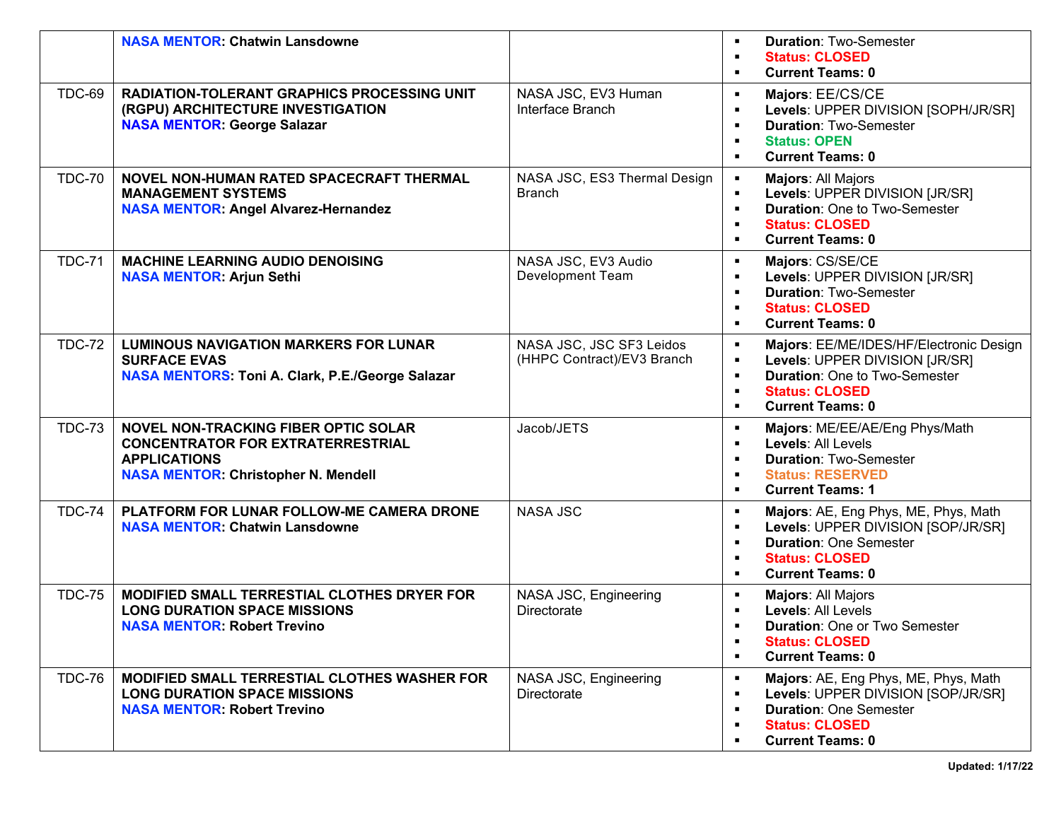| | | | |
|---|---|---|---|
| | **NASA MENTOR: Chatwin Lansdowne** | | ▪ **Duration**: Two-Semester<br>▪ **Status: CLOSED**<br>▪ **Current Teams: 0** |
| TDC-69 | **RADIATION-TOLERANT GRAPHICS PROCESSING UNIT (RGPU) ARCHITECTURE INVESTIGATION**<br>**NASA MENTOR: George Salazar** | NASA JSC, EV3 Human Interface Branch | ▪ **Majors**: EE/CS/CE<br>▪ **Levels**: UPPER DIVISION [SOPH/JR/SR]<br>▪ **Duration**: Two-Semester<br>▪ **Status: OPEN**<br>▪ **Current Teams: 0** |
| TDC-70 | **NOVEL NON-HUMAN RATED SPACECRAFT THERMAL MANAGEMENT SYSTEMS**<br>**NASA MENTOR: Angel Alvarez-Hernandez** | NASA JSC, ES3 Thermal Design Branch | ▪ **Majors**: All Majors<br>▪ **Levels**: UPPER DIVISION [JR/SR]<br>▪ **Duration**: One to Two-Semester<br>▪ **Status: CLOSED**<br>▪ **Current Teams: 0** |
| TDC-71 | **MACHINE LEARNING AUDIO DENOISING**<br>**NASA MENTOR: Arjun Sethi** | NASA JSC, EV3 Audio Development Team | ▪ **Majors**: CS/SE/CE<br>▪ **Levels**: UPPER DIVISION [JR/SR]<br>▪ **Duration**: Two-Semester<br>▪ **Status: CLOSED**<br>▪ **Current Teams: 0** |
| TDC-72 | **LUMINOUS NAVIGATION MARKERS FOR LUNAR SURFACE EVAS**<br>**NASA MENTORS: Toni A. Clark, P.E./George Salazar** | NASA JSC, JSC SF3 Leidos (HHPC Contract)/EV3 Branch | ▪ **Majors**: EE/ME/IDES/HF/Electronic Design<br>▪ **Levels**: UPPER DIVISION [JR/SR]<br>▪ **Duration**: One to Two-Semester<br>▪ **Status: CLOSED**<br>▪ **Current Teams: 0** |
| TDC-73 | **NOVEL NON-TRACKING FIBER OPTIC SOLAR CONCENTRATOR FOR EXTRATERRESTRIAL APPLICATIONS**<br>**NASA MENTOR: Christopher N. Mendell** | Jacob/JETS | ▪ **Majors**: ME/EE/AE/Eng Phys/Math<br>▪ **Levels**: All Levels<br>▪ **Duration**: Two-Semester<br>▪ **Status: RESERVED**<br>▪ **Current Teams: 1** |
| TDC-74 | **PLATFORM FOR LUNAR FOLLOW-ME CAMERA DRONE**<br>**NASA MENTOR: Chatwin Lansdowne** | NASA JSC | ▪ **Majors**: AE, Eng Phys, ME, Phys, Math<br>▪ **Levels**: UPPER DIVISION [SOP/JR/SR]<br>▪ **Duration**: One Semester<br>▪ **Status: CLOSED**<br>▪ **Current Teams: 0** |
| TDC-75 | **MODIFIED SMALL TERRESTIAL CLOTHES DRYER FOR LONG DURATION SPACE MISSIONS**<br>**NASA MENTOR: Robert Trevino** | NASA JSC, Engineering Directorate | ▪ **Majors**: All Majors<br>▪ **Levels**: All Levels<br>▪ **Duration**: One or Two Semester<br>▪ **Status: CLOSED**<br>▪ **Current Teams: 0** |
| TDC-76 | **MODIFIED SMALL TERRESTIAL CLOTHES WASHER FOR LONG DURATION SPACE MISSIONS**<br>**NASA MENTOR: Robert Trevino** | NASA JSC, Engineering Directorate | ▪ **Majors**: AE, Eng Phys, ME, Phys, Math<br>▪ **Levels**: UPPER DIVISION [SOP/JR/SR]<br>▪ **Duration**: One Semester<br>▪ **Status: CLOSED**<br>▪ **Current Teams: 0** |

**Updated: 1/17/22**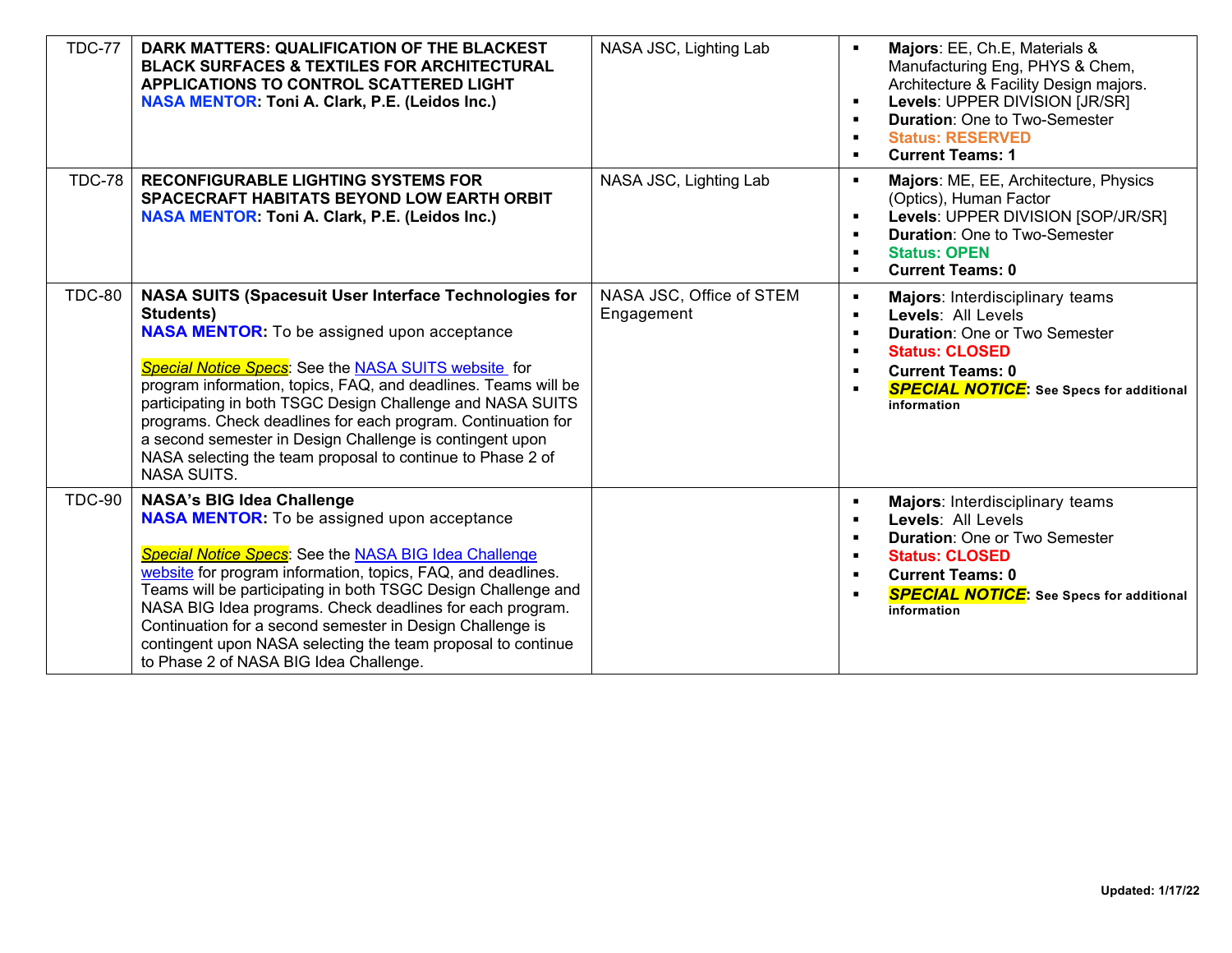| | | | |
|---|---|---|---|
| TDC-77 | **DARK MATTERS: QUALIFICATION OF THE BLACKEST BLACK SURFACES & TEXTILES FOR ARCHITECTURAL APPLICATIONS TO CONTROL SCATTERED LIGHT**<br>**NASA MENTOR: Toni A. Clark, P.E. (Leidos Inc.)** | NASA JSC, Lighting Lab | ▪ **Majors**: EE, Ch.E, Materials & Manufacturing Eng, PHYS & Chem, Architecture & Facility Design majors.<br>▪ **Levels**: UPPER DIVISION [JR/SR]<br>▪ **Duration**: One to Two-Semester<br>▪ **Status: RESERVED**<br>▪ **Current Teams: 1** |
| TDC-78 | **RECONFIGURABLE LIGHTING SYSTEMS FOR SPACECRAFT HABITATS BEYOND LOW EARTH ORBIT**<br>**NASA MENTOR: Toni A. Clark, P.E. (Leidos Inc.)** | NASA JSC, Lighting Lab | ▪ **Majors**: ME, EE, Architecture, Physics (Optics), Human Factor<br>▪ **Levels**: UPPER DIVISION [SOP/JR/SR]<br>▪ **Duration**: One to Two-Semester<br>▪ **Status: OPEN**<br>▪ **Current Teams: 0** |
| TDC-80 | **NASA SUITS (Spacesuit User Interface Technologies for Students)**<br>**NASA MENTOR:** To be assigned upon acceptance<br><br>*Special Notice Specs*: See the NASA SUITS website for program information, topics, FAQ, and deadlines. Teams will be participating in both TSGC Design Challenge and NASA SUITS programs. Check deadlines for each program. Continuation for a second semester in Design Challenge is contingent upon NASA selecting the team proposal to continue to Phase 2 of NASA SUITS. | NASA JSC, Office of STEM Engagement | ▪ **Majors**: Interdisciplinary teams<br>▪ **Levels**: All Levels<br>▪ **Duration**: One or Two Semester<br>▪ **Status: CLOSED**<br>▪ **Current Teams: 0**<br>▪ ***SPECIAL NOTICE***: **See Specs for additional information** |
| TDC-90 | **NASA's BIG Idea Challenge**<br>**NASA MENTOR:** To be assigned upon acceptance<br><br>*Special Notice Specs*: See the NASA BIG Idea Challenge website for program information, topics, FAQ, and deadlines. Teams will be participating in both TSGC Design Challenge and NASA BIG Idea programs. Check deadlines for each program. Continuation for a second semester in Design Challenge is contingent upon NASA selecting the team proposal to continue to Phase 2 of NASA BIG Idea Challenge. | | ▪ **Majors**: Interdisciplinary teams<br>▪ **Levels**: All Levels<br>▪ **Duration**: One or Two Semester<br>▪ **Status: CLOSED**<br>▪ **Current Teams: 0**<br>▪ ***SPECIAL NOTICE***: **See Specs for additional information** |

**Updated: 1/17/22**